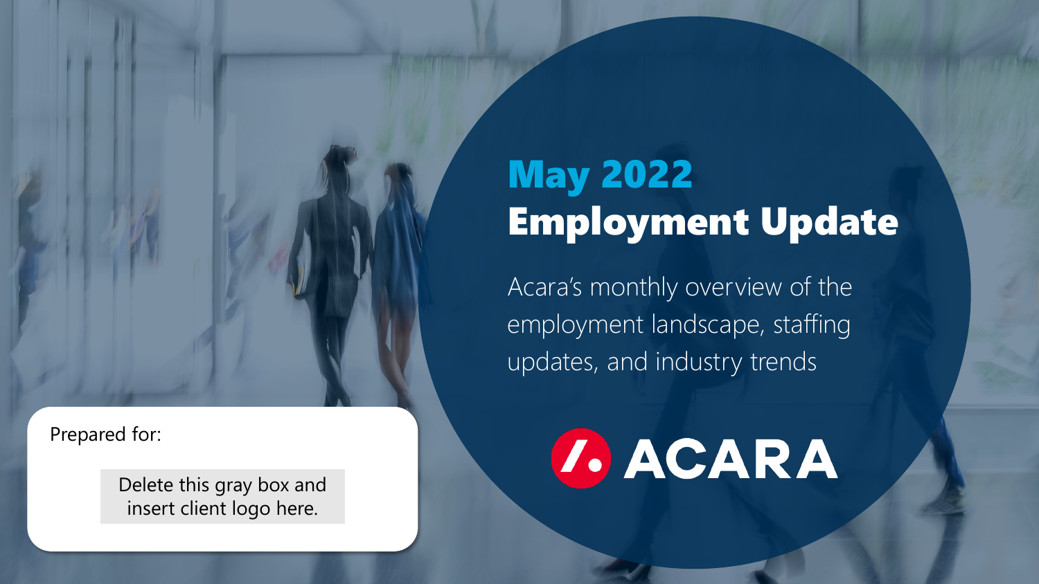# May 2022 Employment Update

Acara's monthly overview of the employment landscape, staffing updates, and industry trends

ACARA

Prepared for:

Delete this gray box and insert client logo here.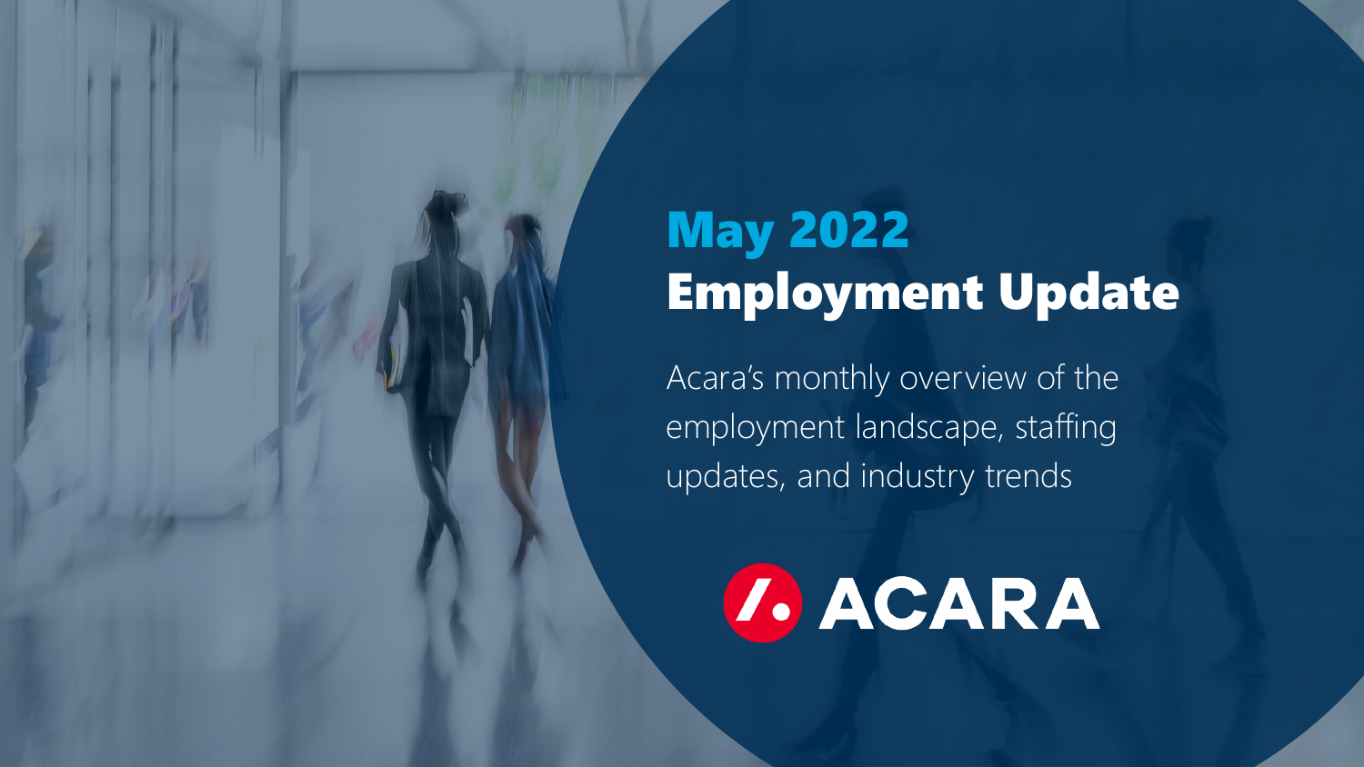# May 2022 Employment Update

Acara's monthly overview of the employment landscape, staffing updates, and industry trends

ACARA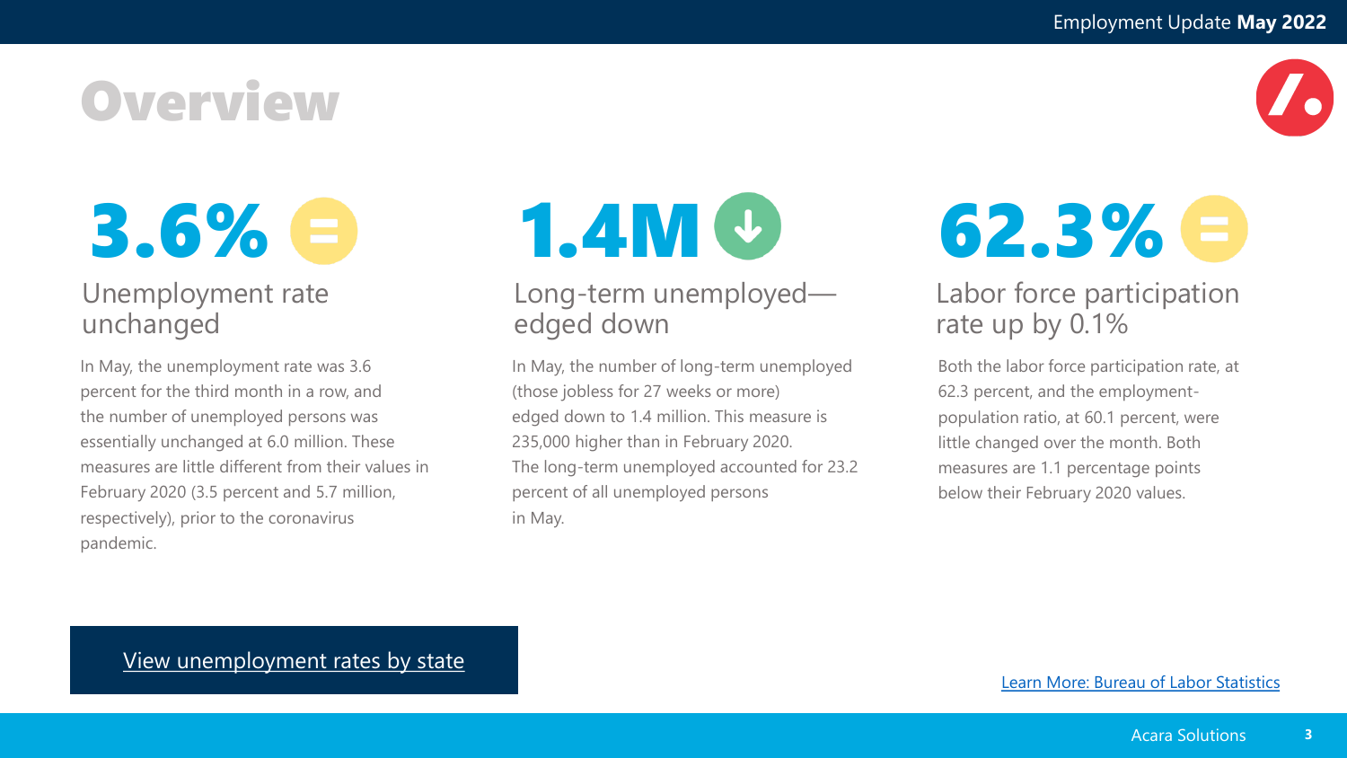# Overview

## 3.6%

### Unemployment rate unchanged

In May, the unemployment rate was 3.6 percent for the third month in a row, and the number of unemployed persons was essentially unchanged at 6.0 million. These measures are little different from their values in February 2020 (3.5 percent and 5.7 million, respectively), prior to the coronavirus pandemic.

## 1.4M

### Long-term unemployed—edged down

In May, the number of long-term unemployed (those jobless for 27 weeks or more) edged down to 1.4 million. This measure is 235,000 higher than in February 2020. The long-term unemployed accounted for 23.2 percent of all unemployed persons in May.

## 62.3%

### Labor force participation rate up by 0.1%

Both the labor force participation rate, at 62.3 percent, and the employment-population ratio, at 60.1 percent, were little changed over the month. Both measures are 1.1 percentage points below their February 2020 values.

View unemployment rates by state

Learn More: Bureau of Labor Statistics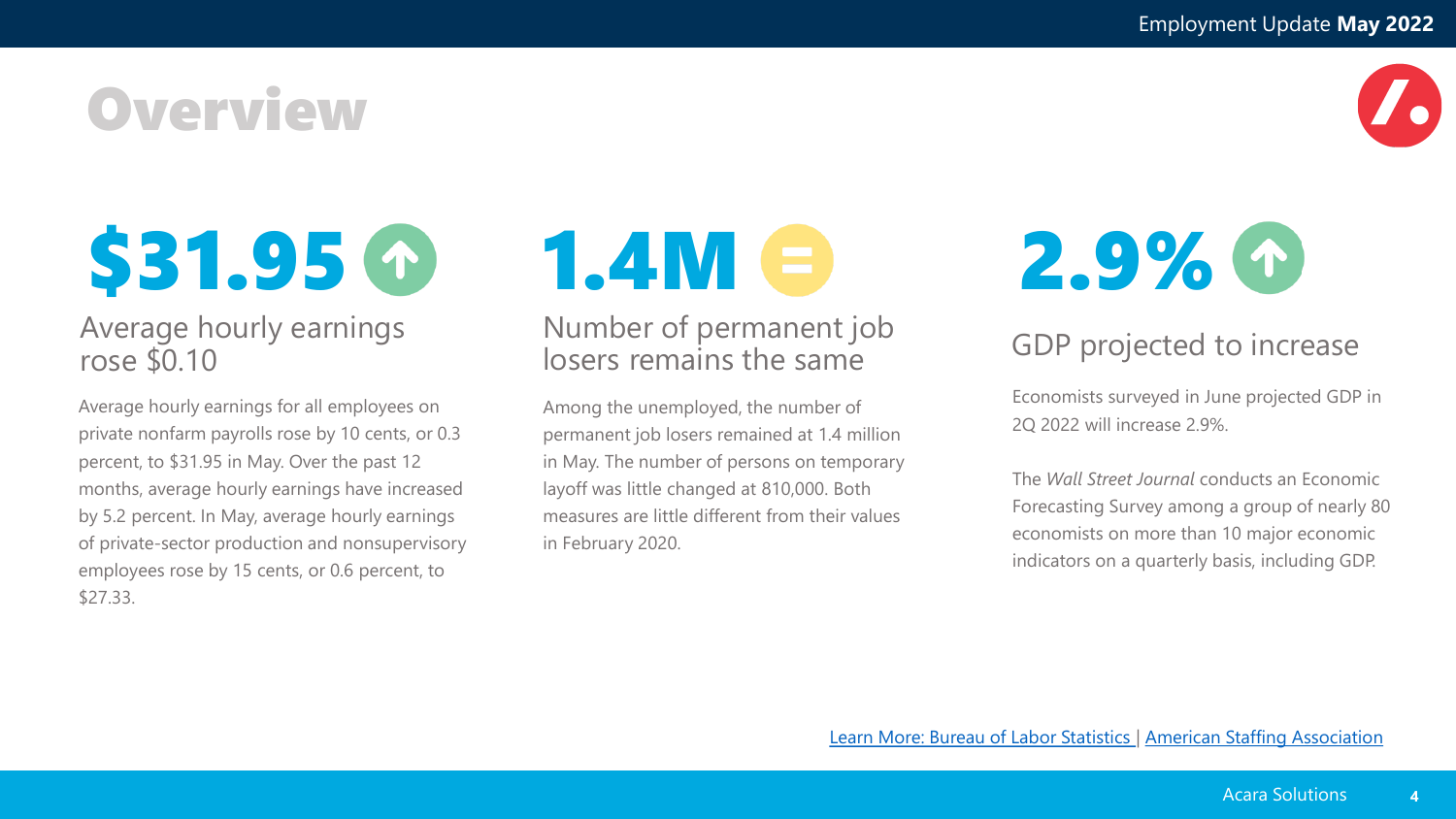# Overview

## $31.95

### Average hourly earnings rose $0.10

Average hourly earnings for all employees on private nonfarm payrolls rose by 10 cents, or 0.3 percent, to $31.95 in May. Over the past 12 months, average hourly earnings have increased by 5.2 percent. In May, average hourly earnings of private-sector production and nonsupervisory employees rose by 15 cents, or 0.6 percent, to $27.33.

## 1.4M

### Number of permanent job losers remains the same

Among the unemployed, the number of permanent job losers remained at 1.4 million in May. The number of persons on temporary layoff was little changed at 810,000. Both measures are little different from their values in February 2020.

## 2.9%

### GDP projected to increase

Economists surveyed in June projected GDP in 2Q 2022 will increase 2.9%.

The *Wall Street Journal* conducts an Economic Forecasting Survey among a group of nearly 80 economists on more than 10 major economic indicators on a quarterly basis, including GDP.

Learn More: Bureau of Labor Statistics | American Staffing Association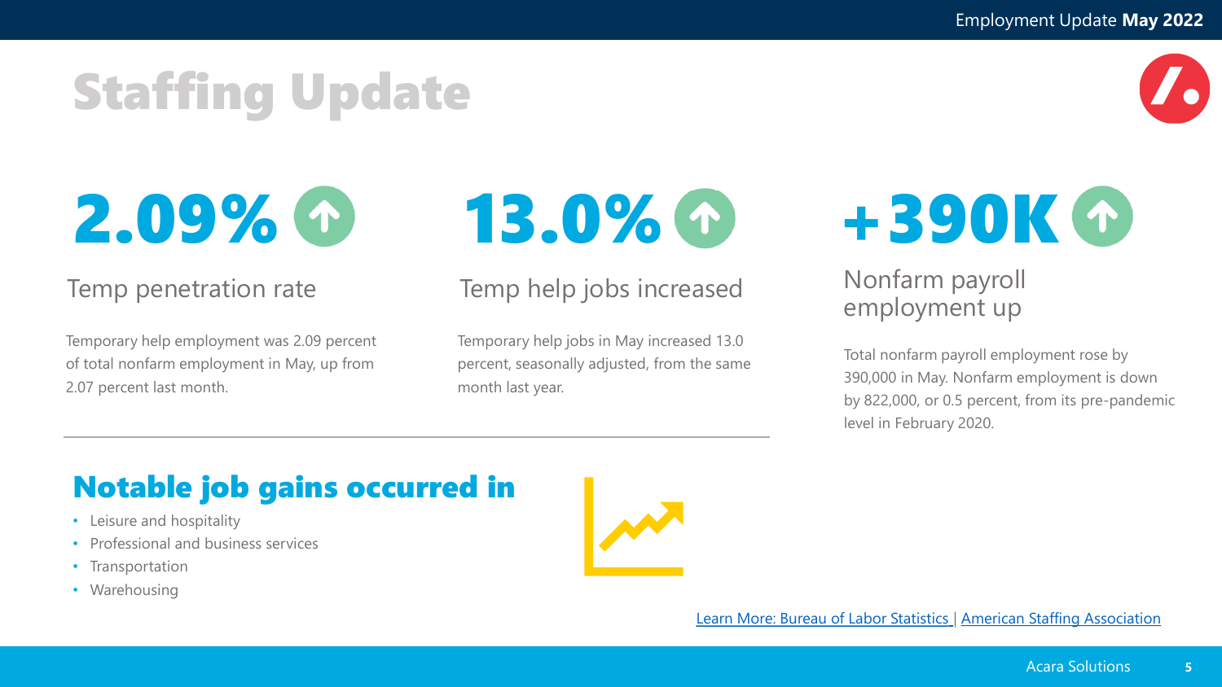# Staffing Update

## 2.09%

### Temp penetration rate

Temporary help employment was 2.09 percent of total nonfarm employment in May, up from 2.07 percent last month.

## 13.0%

### Temp help jobs increased

Temporary help jobs in May increased 13.0 percent, seasonally adjusted, from the same month last year.

## +390K

### Nonfarm payroll employment up

Total nonfarm payroll employment rose by 390,000 in May. Nonfarm employment is down by 822,000, or 0.5 percent, from its pre-pandemic level in February 2020.

## Notable job gains occurred in

- Leisure and hospitality
- Professional and business services
- Transportation
- Warehousing

Learn More: Bureau of Labor Statistics | American Staffing Association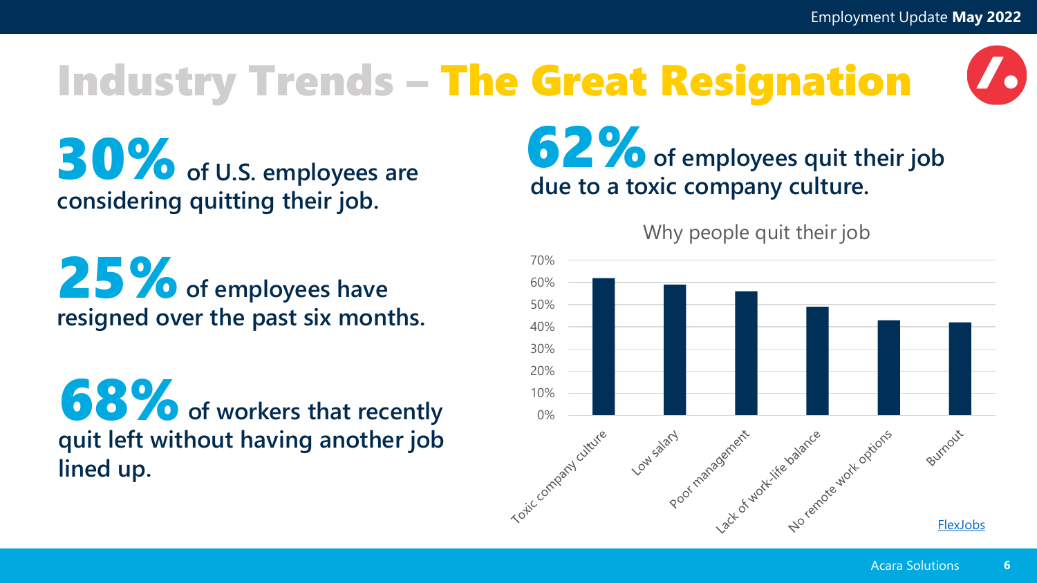# Industry Trends – The Great Resignation

**30%** of U.S. employees are considering quitting their job.

**25%** of employees have resigned over the past six months.

**68%** of workers that recently quit left without having another job lined up.

**62%** of employees quit their job due to a toxic company culture.

Why people quit their job

| Reason | Percentage |
| --- | --- |
| Toxic company culture | 62% |
| Low salary | 59% |
| Poor management | 56% |
| Lack of work-life balance | 49% |
| No remote work options | 43% |
| Burnout | 42% |

FlexJobs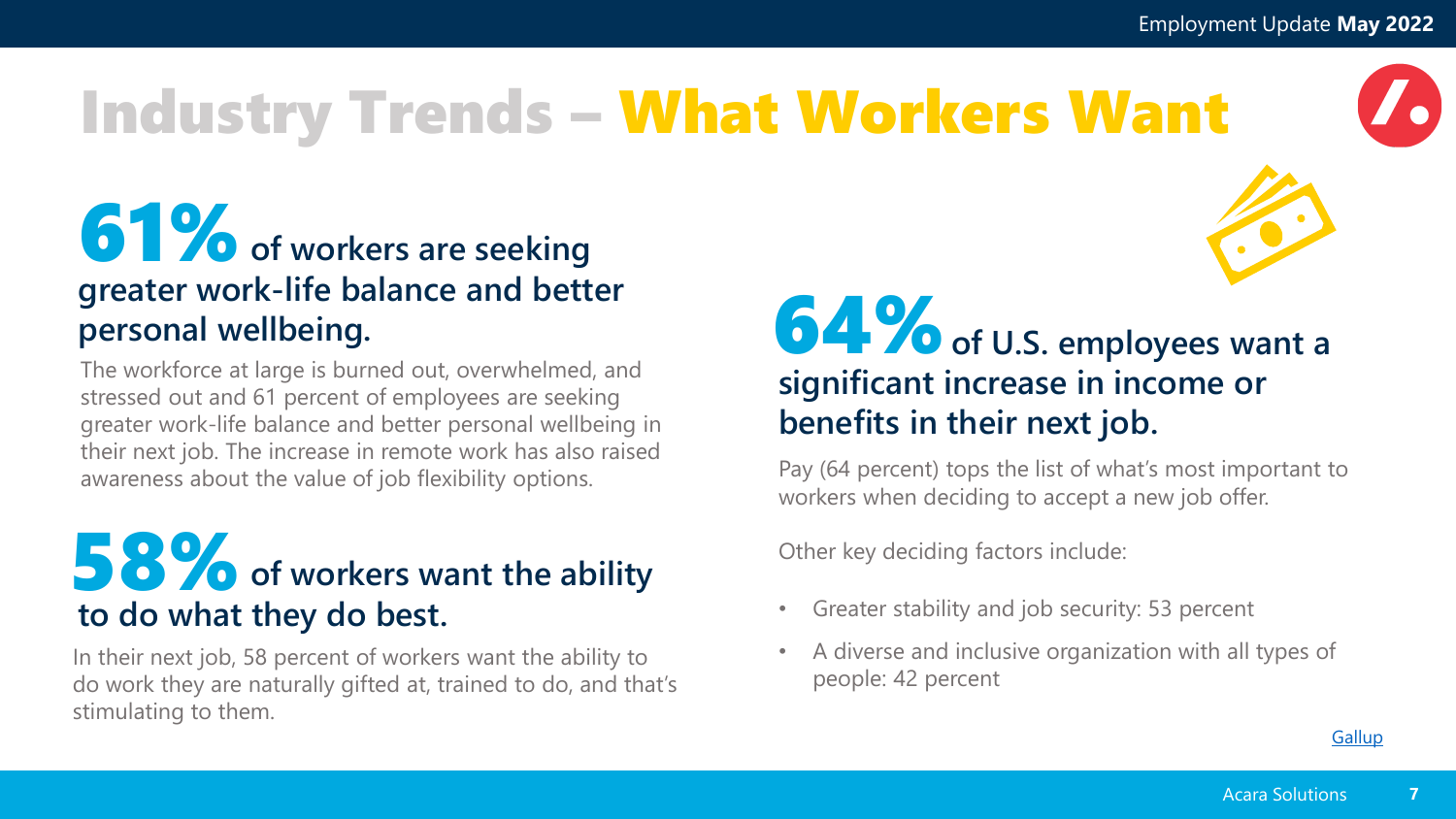# Industry Trends – What Workers Want

## 61% of workers are seeking greater work-life balance and better personal wellbeing.

The workforce at large is burned out, overwhelmed, and stressed out and 61 percent of employees are seeking greater work-life balance and better personal wellbeing in their next job. The increase in remote work has also raised awareness about the value of job flexibility options.

## 58% of workers want the ability to do what they do best.

In their next job, 58 percent of workers want the ability to do work they are naturally gifted at, trained to do, and that's stimulating to them.

## 64% of U.S. employees want a significant increase in income or benefits in their next job.

Pay (64 percent) tops the list of what's most important to workers when deciding to accept a new job offer.

Other key deciding factors include:

- Greater stability and job security: 53 percent
- A diverse and inclusive organization with all types of people: 42 percent

Gallup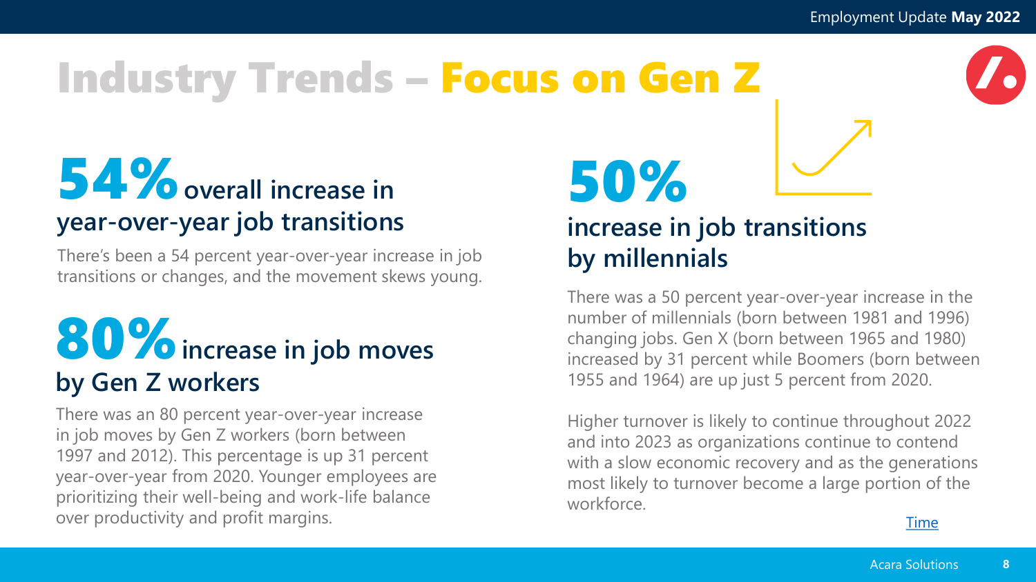# Industry Trends – Focus on Gen Z

## 54% overall increase in year-over-year job transitions

There's been a 54 percent year-over-year increase in job transitions or changes, and the movement skews young.

## 80% increase in job moves by Gen Z workers

There was an 80 percent year-over-year increase in job moves by Gen Z workers (born between 1997 and 2012). This percentage is up 31 percent year-over-year from 2020. Younger employees are prioritizing their well-being and work-life balance over productivity and profit margins.

## 50% increase in job transitions by millennials

There was a 50 percent year-over-year increase in the number of millennials (born between 1981 and 1996) changing jobs. Gen X (born between 1965 and 1980) increased by 31 percent while Boomers (born between 1955 and 1964) are up just 5 percent from 2020.

Higher turnover is likely to continue throughout 2022 and into 2023 as organizations continue to contend with a slow economic recovery and as the generations most likely to turnover become a large portion of the workforce.

Time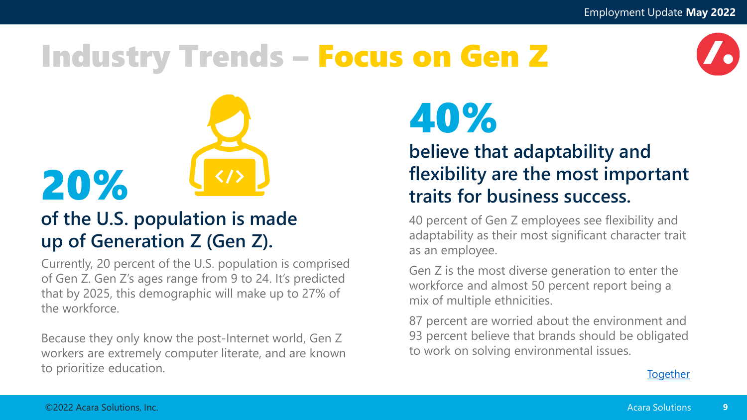# Industry Trends – Focus on Gen Z

## 20%

### of the U.S. population is made up of Generation Z (Gen Z).

Currently, 20 percent of the U.S. population is comprised of Gen Z. Gen Z's ages range from 9 to 24. It's predicted that by 2025, this demographic will make up to 27% of the workforce.

Because they only know the post-Internet world, Gen Z workers are extremely computer literate, and are known to prioritize education.

## 40%

### believe that adaptability and flexibility are the most important traits for business success.

40 percent of Gen Z employees see flexibility and adaptability as their most significant character trait as an employee.

Gen Z is the most diverse generation to enter the workforce and almost 50 percent report being a mix of multiple ethnicities.

87 percent are worried about the environment and 93 percent believe that brands should be obligated to work on solving environmental issues.

Together